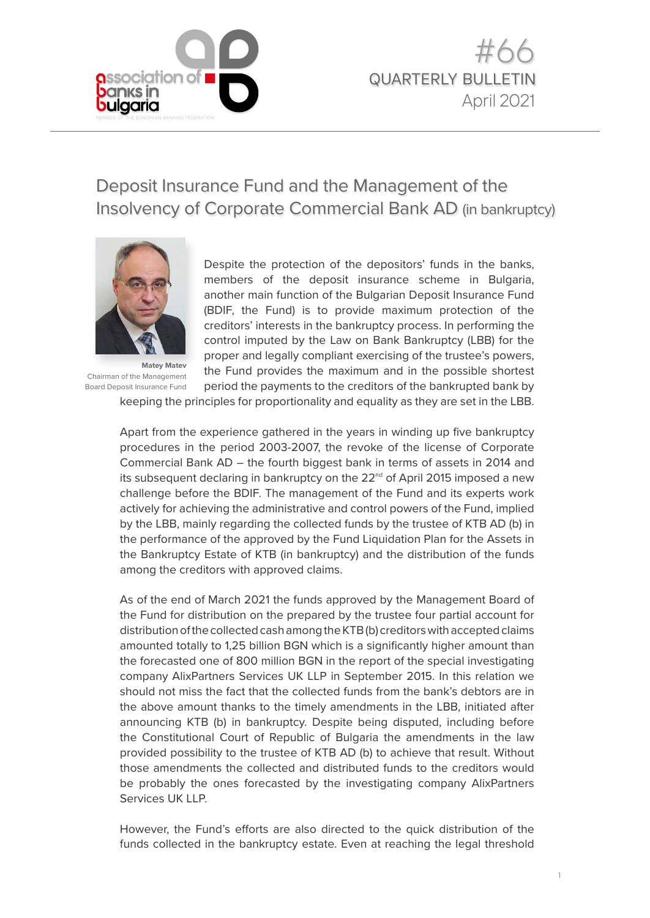# Deposit Insurance Fund and the Management of the Insolvency of Corporate Commercial Bank AD (in bankruptcy)

**Matey Matev**
Chairman of the Management Board Deposit Insurance Fund

Despite the protection of the depositors' funds in the banks, members of the deposit insurance scheme in Bulgaria, another main function of the Bulgarian Deposit Insurance Fund (BDIF, the Fund) is to provide maximum protection of the creditors' interests in the bankruptcy process. In performing the control imputed by the Law on Bank Bankruptcy (LBB) for the proper and legally compliant exercising of the trustee's powers, the Fund provides the maximum and in the possible shortest period the payments to the creditors of the bankrupted bank by keeping the principles for proportionality and equality as they are set in the LBB.

Apart from the experience gathered in the years in winding up five bankruptcy procedures in the period 2003-2007, the revoke of the license of Corporate Commercial Bank AD – the fourth biggest bank in terms of assets in 2014 and its subsequent declaring in bankruptcy on the 22[nd] of April 2015 imposed a new challenge before the BDIF. The management of the Fund and its experts work actively for achieving the administrative and control powers of the Fund, implied by the LBB, mainly regarding the collected funds by the trustee of KTB AD (b) in the performance of the approved by the Fund Liquidation Plan for the Assets in the Bankruptcy Estate of KTB (in bankruptcy) and the distribution of the funds among the creditors with approved claims.

As of the end of March 2021 the funds approved by the Management Board of the Fund for distribution on the prepared by the trustee four partial account for distribution of the collected cash among the KTB (b) creditors with accepted claims amounted totally to 1,25 billion BGN which is a significantly higher amount than the forecasted one of 800 million BGN in the report of the special investigating company AlixPartners Services UK LLP in September 2015. In this relation we should not miss the fact that the collected funds from the bank's debtors are in the above amount thanks to the timely amendments in the LBB, initiated after announcing KTB (b) in bankruptcy. Despite being disputed, including before the Constitutional Court of Republic of Bulgaria the amendments in the law provided possibility to the trustee of KTB AD (b) to achieve that result. Without those amendments the collected and distributed funds to the creditors would be probably the ones forecasted by the investigating company AlixPartners Services UK LLP.

However, the Fund's efforts are also directed to the quick distribution of the funds collected in the bankruptcy estate. Even at reaching the legal threshold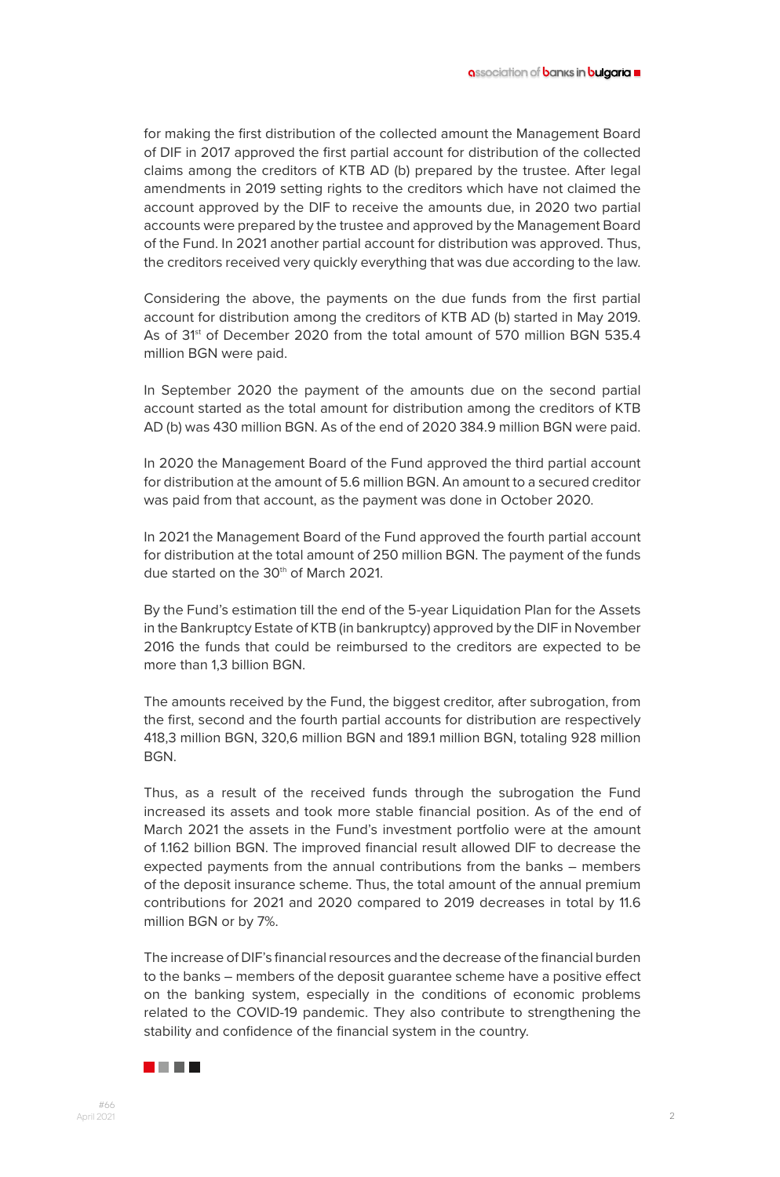for making the first distribution of the collected amount the Management Board of DIF in 2017 approved the first partial account for distribution of the collected claims among the creditors of KTB AD (b) prepared by the trustee. After legal amendments in 2019 setting rights to the creditors which have not claimed the account approved by the DIF to receive the amounts due, in 2020 two partial accounts were prepared by the trustee and approved by the Management Board of the Fund. In 2021 another partial account for distribution was approved. Thus, the creditors received very quickly everything that was due according to the law.

Considering the above, the payments on the due funds from the first partial account for distribution among the creditors of KTB AD (b) started in May 2019. As of 31st of December 2020 from the total amount of 570 million BGN 535.4 million BGN were paid.

In September 2020 the payment of the amounts due on the second partial account started as the total amount for distribution among the creditors of KTB AD (b) was 430 million BGN. As of the end of 2020 384.9 million BGN were paid.

In 2020 the Management Board of the Fund approved the third partial account for distribution at the amount of 5.6 million BGN. An amount to a secured creditor was paid from that account, as the payment was done in October 2020.

In 2021 the Management Board of the Fund approved the fourth partial account for distribution at the total amount of 250 million BGN. The payment of the funds due started on the 30th of March 2021.

By the Fund's estimation till the end of the 5-year Liquidation Plan for the Assets in the Bankruptcy Estate of KTB (in bankruptcy) approved by the DIF in November 2016 the funds that could be reimbursed to the creditors are expected to be more than 1,3 billion BGN.

The amounts received by the Fund, the biggest creditor, after subrogation, from the first, second and the fourth partial accounts for distribution are respectively 418,3 million BGN, 320,6 million BGN and 189.1 million BGN, totaling 928 million BGN.

Thus, as a result of the received funds through the subrogation the Fund increased its assets and took more stable financial position. As of the end of March 2021 the assets in the Fund's investment portfolio were at the amount of 1.162 billion BGN. The improved financial result allowed DIF to decrease the expected payments from the annual contributions from the banks – members of the deposit insurance scheme. Thus, the total amount of the annual premium contributions for 2021 and 2020 compared to 2019 decreases in total by 11.6 million BGN or by 7%.

The increase of DIF's financial resources and the decrease of the financial burden to the banks – members of the deposit guarantee scheme have a positive effect on the banking system, especially in the conditions of economic problems related to the COVID-19 pandemic. They also contribute to strengthening the stability and confidence of the financial system in the country.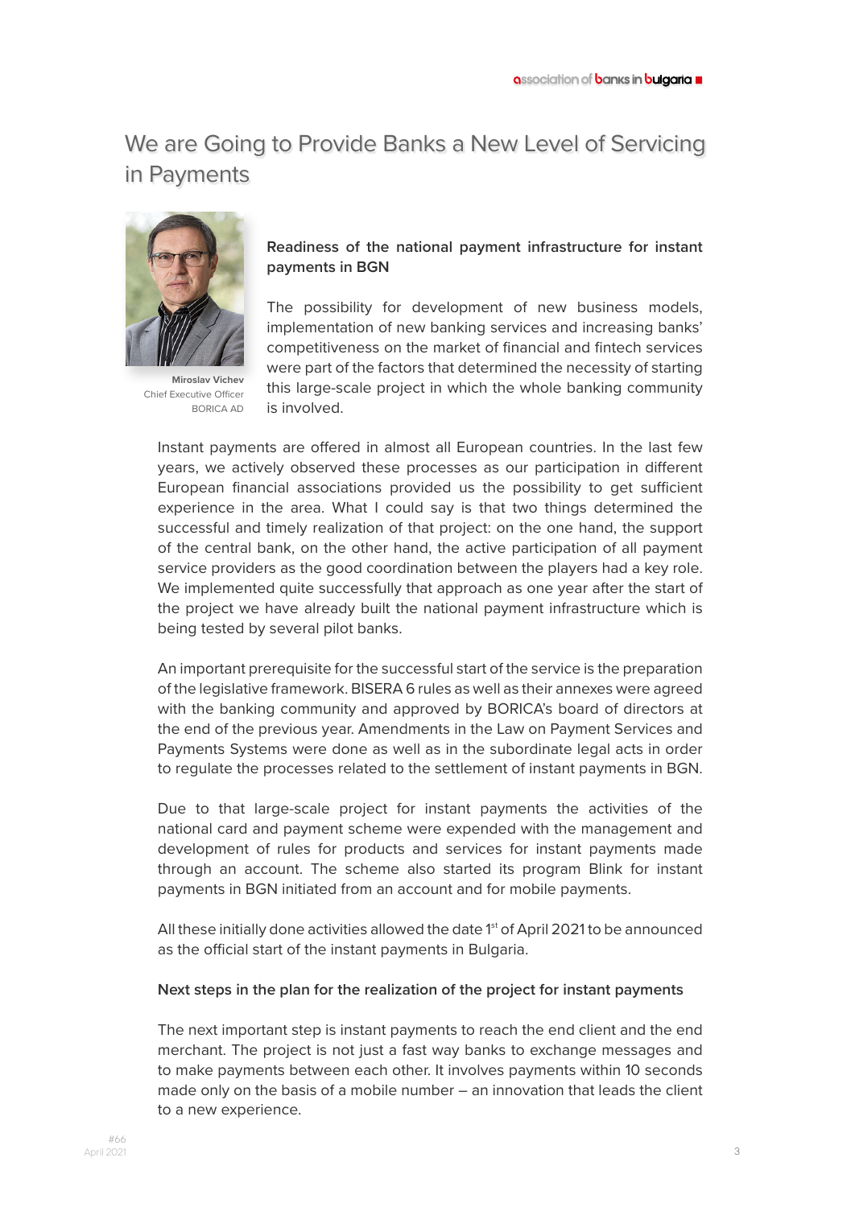# We are Going to Provide Banks a New Level of Servicing in Payments

**Miroslav Vichev**
Chief Executive Officer
BORICA AD

**Readiness of the national payment infrastructure for instant payments in BGN**

The possibility for development of new business models, implementation of new banking services and increasing banks' competitiveness on the market of financial and fintech services were part of the factors that determined the necessity of starting this large-scale project in which the whole banking community is involved.

Instant payments are offered in almost all European countries. In the last few years, we actively observed these processes as our participation in different European financial associations provided us the possibility to get sufficient experience in the area. What I could say is that two things determined the successful and timely realization of that project: on the one hand, the support of the central bank, on the other hand, the active participation of all payment service providers as the good coordination between the players had a key role. We implemented quite successfully that approach as one year after the start of the project we have already built the national payment infrastructure which is being tested by several pilot banks.

An important prerequisite for the successful start of the service is the preparation of the legislative framework. BISERA 6 rules as well as their annexes were agreed with the banking community and approved by BORICA's board of directors at the end of the previous year. Amendments in the Law on Payment Services and Payments Systems were done as well as in the subordinate legal acts in order to regulate the processes related to the settlement of instant payments in BGN.

Due to that large-scale project for instant payments the activities of the national card and payment scheme were expended with the management and development of rules for products and services for instant payments made through an account. The scheme also started its program Blink for instant payments in BGN initiated from an account and for mobile payments.

All these initially done activities allowed the date 1st of April 2021 to be announced as the official start of the instant payments in Bulgaria.

**Next steps in the plan for the realization of the project for instant payments**

The next important step is instant payments to reach the end client and the end merchant. The project is not just a fast way banks to exchange messages and to make payments between each other. It involves payments within 10 seconds made only on the basis of a mobile number – an innovation that leads the client to a new experience.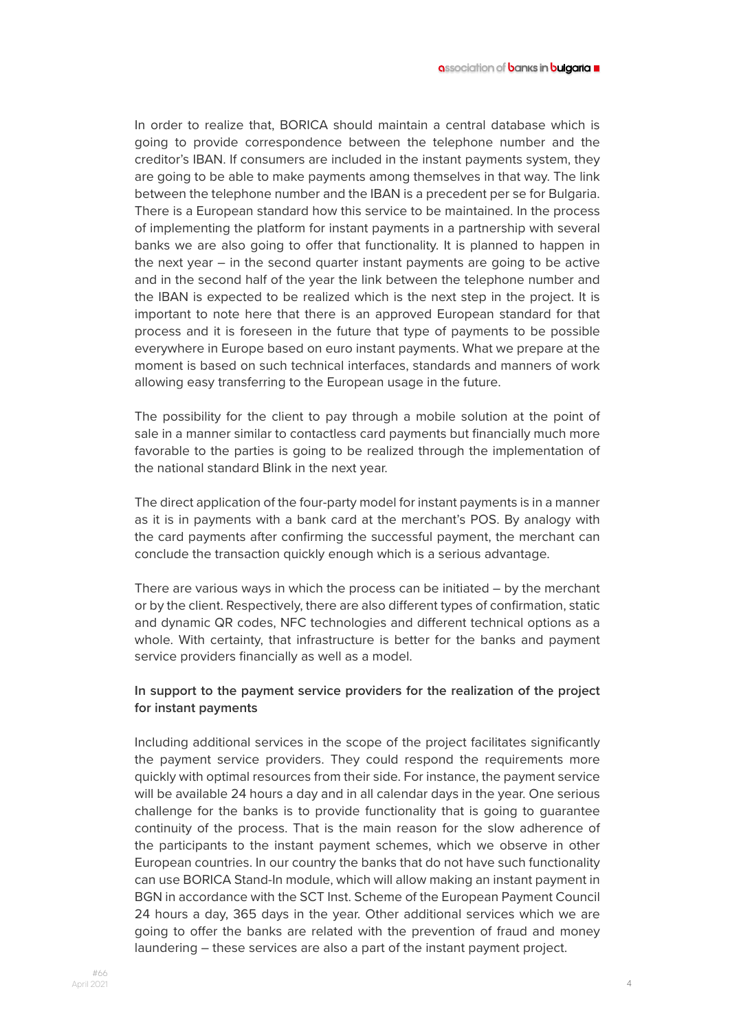In order to realize that, BORICA should maintain a central database which is going to provide correspondence between the telephone number and the creditor's IBAN. If consumers are included in the instant payments system, they are going to be able to make payments among themselves in that way. The link between the telephone number and the IBAN is a precedent per se for Bulgaria. There is a European standard how this service to be maintained. In the process of implementing the platform for instant payments in a partnership with several banks we are also going to offer that functionality. It is planned to happen in the next year – in the second quarter instant payments are going to be active and in the second half of the year the link between the telephone number and the IBAN is expected to be realized which is the next step in the project. It is important to note here that there is an approved European standard for that process and it is foreseen in the future that type of payments to be possible everywhere in Europe based on euro instant payments. What we prepare at the moment is based on such technical interfaces, standards and manners of work allowing easy transferring to the European usage in the future.

The possibility for the client to pay through a mobile solution at the point of sale in a manner similar to contactless card payments but financially much more favorable to the parties is going to be realized through the implementation of the national standard Blink in the next year.

The direct application of the four-party model for instant payments is in a manner as it is in payments with a bank card at the merchant's POS. By analogy with the card payments after confirming the successful payment, the merchant can conclude the transaction quickly enough which is a serious advantage.

There are various ways in which the process can be initiated – by the merchant or by the client. Respectively, there are also different types of confirmation, static and dynamic QR codes, NFC technologies and different technical options as a whole. With certainty, that infrastructure is better for the banks and payment service providers financially as well as a model.

**In support to the payment service providers for the realization of the project for instant payments**

Including additional services in the scope of the project facilitates significantly the payment service providers. They could respond the requirements more quickly with optimal resources from their side. For instance, the payment service will be available 24 hours a day and in all calendar days in the year. One serious challenge for the banks is to provide functionality that is going to guarantee continuity of the process. That is the main reason for the slow adherence of the participants to the instant payment schemes, which we observe in other European countries. In our country the banks that do not have such functionality can use BORICA Stand-In module, which will allow making an instant payment in BGN in accordance with the SCT Inst. Scheme of the European Payment Council 24 hours a day, 365 days in the year. Other additional services which we are going to offer the banks are related with the prevention of fraud and money laundering – these services are also a part of the instant payment project.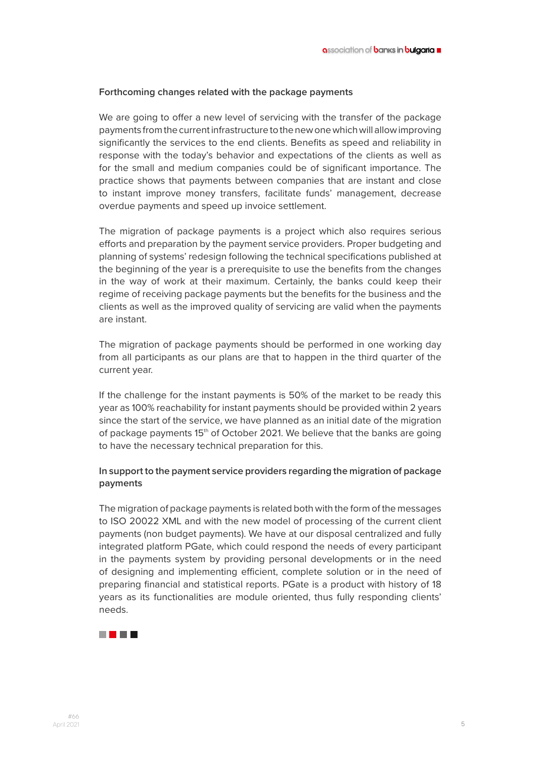## Forthcoming changes related with the package payments

We are going to offer a new level of servicing with the transfer of the package payments from the current infrastructure to the new one which will allow improving significantly the services to the end clients. Benefits as speed and reliability in response with the today's behavior and expectations of the clients as well as for the small and medium companies could be of significant importance. The practice shows that payments between companies that are instant and close to instant improve money transfers, facilitate funds' management, decrease overdue payments and speed up invoice settlement.

The migration of package payments is a project which also requires serious efforts and preparation by the payment service providers. Proper budgeting and planning of systems' redesign following the technical specifications published at the beginning of the year is a prerequisite to use the benefits from the changes in the way of work at their maximum. Certainly, the banks could keep their regime of receiving package payments but the benefits for the business and the clients as well as the improved quality of servicing are valid when the payments are instant.

The migration of package payments should be performed in one working day from all participants as our plans are that to happen in the third quarter of the current year.

If the challenge for the instant payments is 50% of the market to be ready this year as 100% reachability for instant payments should be provided within 2 years since the start of the service, we have planned as an initial date of the migration of package payments 15th of October 2021. We believe that the banks are going to have the necessary technical preparation for this.

## In support to the payment service providers regarding the migration of package payments

The migration of package payments is related both with the form of the messages to ISO 20022 XML and with the new model of processing of the current client payments (non budget payments). We have at our disposal centralized and fully integrated platform PGate, which could respond the needs of every participant in the payments system by providing personal developments or in the need of designing and implementing efficient, complete solution or in the need of preparing financial and statistical reports. PGate is a product with history of 18 years as its functionalities are module oriented, thus fully responding clients' needs.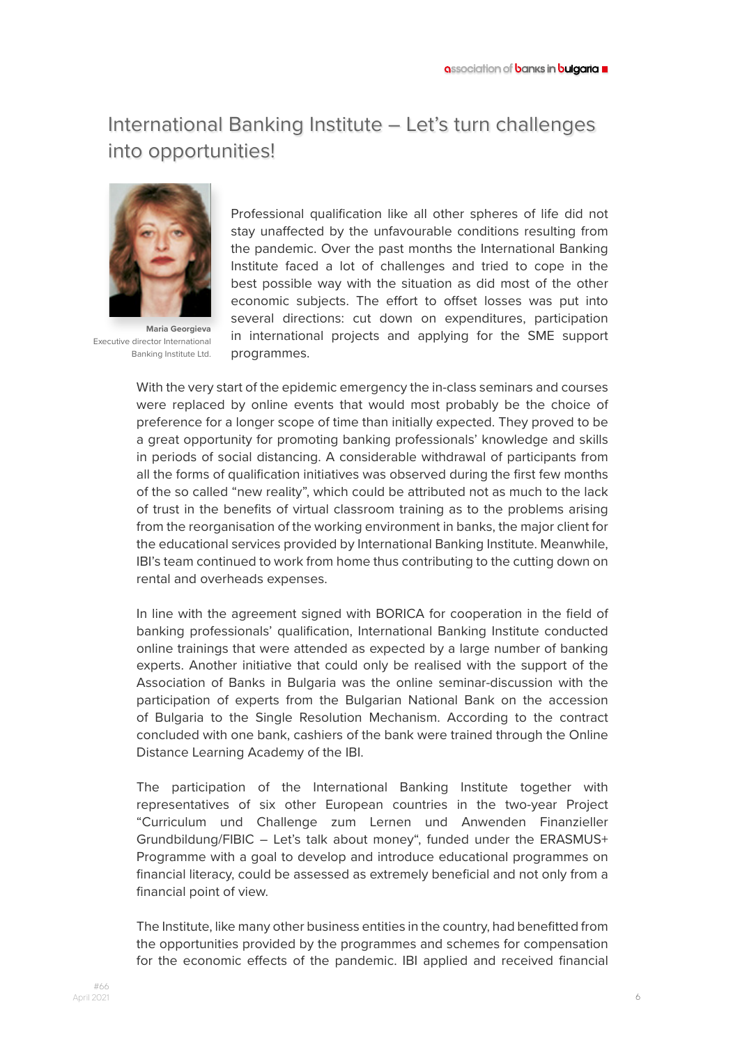# International Banking Institute – Let's turn challenges into opportunities!

**Maria Georgieva**
Executive director International Banking Institute Ltd.

Professional qualification like all other spheres of life did not stay unaffected by the unfavourable conditions resulting from the pandemic. Over the past months the International Banking Institute faced a lot of challenges and tried to cope in the best possible way with the situation as did most of the other economic subjects. The effort to offset losses was put into several directions: cut down on expenditures, participation in international projects and applying for the SME support programmes.

With the very start of the epidemic emergency the in-class seminars and courses were replaced by online events that would most probably be the choice of preference for a longer scope of time than initially expected. They proved to be a great opportunity for promoting banking professionals' knowledge and skills in periods of social distancing. A considerable withdrawal of participants from all the forms of qualification initiatives was observed during the first few months of the so called "new reality", which could be attributed not as much to the lack of trust in the benefits of virtual classroom training as to the problems arising from the reorganisation of the working environment in banks, the major client for the educational services provided by International Banking Institute. Meanwhile, IBI's team continued to work from home thus contributing to the cutting down on rental and overheads expenses.

In line with the agreement signed with BORICA for cooperation in the field of banking professionals' qualification, International Banking Institute conducted online trainings that were attended as expected by a large number of banking experts. Another initiative that could only be realised with the support of the Association of Banks in Bulgaria was the online seminar-discussion with the participation of experts from the Bulgarian National Bank on the accession of Bulgaria to the Single Resolution Mechanism. According to the contract concluded with one bank, cashiers of the bank were trained through the Online Distance Learning Academy of the IBI.

The participation of the International Banking Institute together with representatives of six other European countries in the two-year Project "Curriculum und Challenge zum Lernen und Anwenden Finanzieller Grundbildung/FIBIC – Let's talk about money", funded under the ERASMUS+ Programme with a goal to develop and introduce educational programmes on financial literacy, could be assessed as extremely beneficial and not only from a financial point of view.

The Institute, like many other business entities in the country, had benefitted from the opportunities provided by the programmes and schemes for compensation for the economic effects of the pandemic. IBI applied and received financial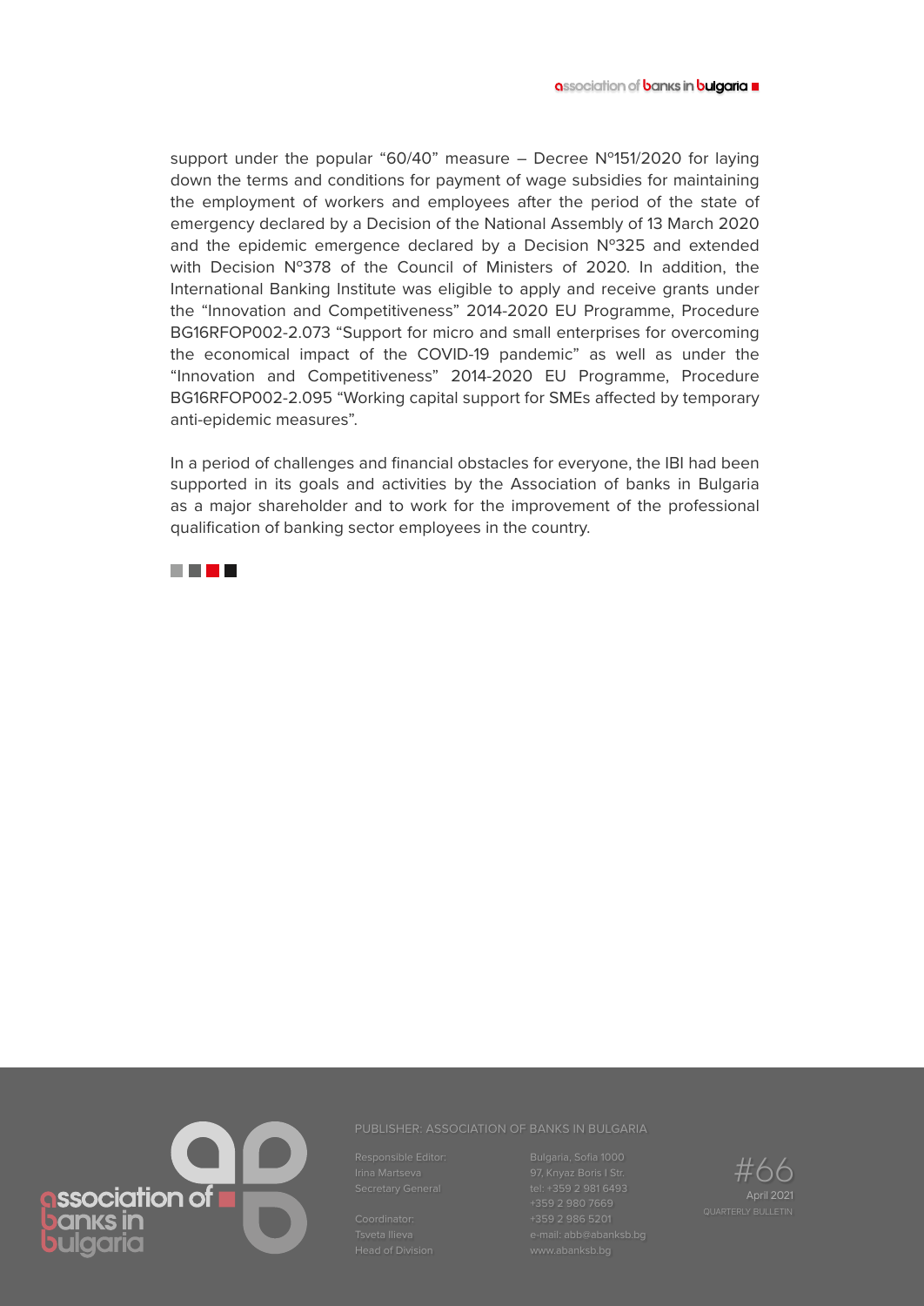support under the popular "60/40" measure – Decree Nº151/2020 for laying down the terms and conditions for payment of wage subsidies for maintaining the employment of workers and employees after the period of the state of emergency declared by a Decision of the National Assembly of 13 March 2020 and the epidemic emergence declared by a Decision Nº325 and extended with Decision Nº378 of the Council of Ministers of 2020. In addition, the International Banking Institute was eligible to apply and receive grants under the "Innovation and Competitiveness" 2014-2020 EU Programme, Procedure BG16RFOP002-2.073 "Support for micro and small enterprises for overcoming the economical impact of the COVID-19 pandemic" as well as under the "Innovation and Competitiveness" 2014-2020 EU Programme, Procedure BG16RFOP002-2.095 "Working capital support for SMEs affected by temporary anti-epidemic measures".

In a period of challenges and financial obstacles for everyone, the IBI had been supported in its goals and activities by the Association of banks in Bulgaria as a major shareholder and to work for the improvement of the professional qualification of banking sector employees in the country.

association of banks in bulgaria

PUBLISHER: ASSOCIATION OF BANKS IN BULGARIA

Responsible Editor:
Irina Martseva
Secretary General

Coordinator:
Tsveta Ilieva
Head of Division

Bulgaria, Sofia 1000
97, Knyaz Boris I Str.
tel: +359 2 981 6493
+359 2 980 7669
+359 2 986 5201
e-mail: abb@abanksb.bg
www.abanksb.bg

#66
April 2021
QUARTERLY BULLETIN